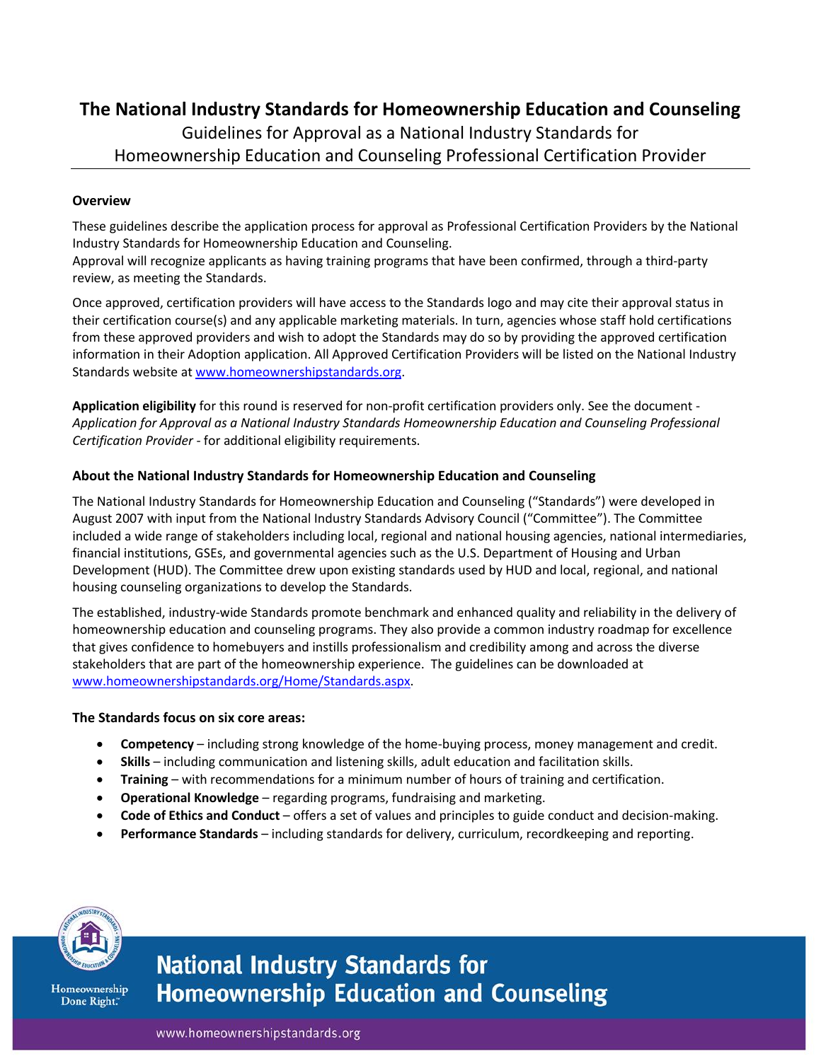# The National Industry Standards for Homeownership Education and Counseling

Guidelines for Approval as a National Industry Standards for Homeownership Education and Counseling Professional Certification Provider

---

**Overview**

These guidelines describe the application process for approval as Professional Certification Providers by the National Industry Standards for Homeownership Education and Counseling.
Approval will recognize applicants as having training programs that have been confirmed, through a third-party review, as meeting the Standards.

Once approved, certification providers will have access to the Standards logo and may cite their approval status in their certification course(s) and any applicable marketing materials. In turn, agencies whose staff hold certifications from these approved providers and wish to adopt the Standards may do so by providing the approved certification information in their Adoption application. All Approved Certification Providers will be listed on the National Industry Standards website at www.homeownershipstandards.org.

**Application eligibility** for this round is reserved for non-profit certification providers only. See the document - *Application for Approval as a National Industry Standards Homeownership Education and Counseling Professional Certification Provider* - for additional eligibility requirements.

**About the National Industry Standards for Homeownership Education and Counseling**

The National Industry Standards for Homeownership Education and Counseling ("Standards") were developed in August 2007 with input from the National Industry Standards Advisory Council ("Committee"). The Committee included a wide range of stakeholders including local, regional and national housing agencies, national intermediaries, financial institutions, GSEs, and governmental agencies such as the U.S. Department of Housing and Urban Development (HUD). The Committee drew upon existing standards used by HUD and local, regional, and national housing counseling organizations to develop the Standards.

The established, industry-wide Standards promote benchmark and enhanced quality and reliability in the delivery of homeownership education and counseling programs. They also provide a common industry roadmap for excellence that gives confidence to homebuyers and instills professionalism and credibility among and across the diverse stakeholders that are part of the homeownership experience. The guidelines can be downloaded at www.homeownershipstandards.org/Home/Standards.aspx.

**The Standards focus on six core areas:**

- **Competency** – including strong knowledge of the home-buying process, money management and credit.
- **Skills** – including communication and listening skills, adult education and facilitation skills.
- **Training** – with recommendations for a minimum number of hours of training and certification.
- **Operational Knowledge** – regarding programs, fundraising and marketing.
- **Code of Ethics and Conduct** – offers a set of values and principles to guide conduct and decision-making.
- **Performance Standards** – including standards for delivery, curriculum, recordkeeping and reporting.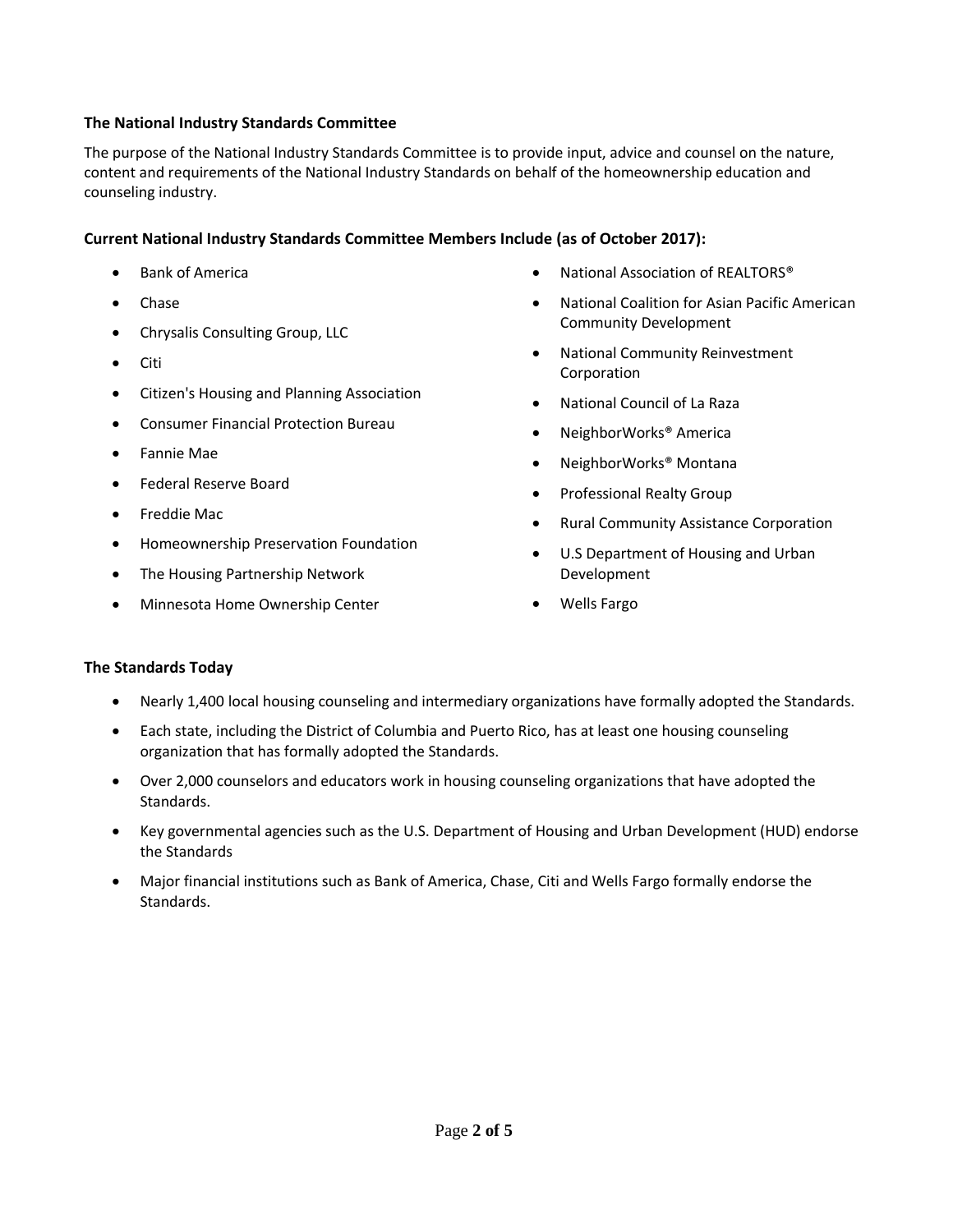**The National Industry Standards Committee**

The purpose of the National Industry Standards Committee is to provide input, advice and counsel on the nature, content and requirements of the National Industry Standards on behalf of the homeownership education and counseling industry.

**Current National Industry Standards Committee Members Include (as of October 2017):**

- Bank of America
- Chase
- Chrysalis Consulting Group, LLC
- Citi
- Citizen's Housing and Planning Association
- Consumer Financial Protection Bureau
- Fannie Mae
- Federal Reserve Board
- Freddie Mac
- Homeownership Preservation Foundation
- The Housing Partnership Network
- Minnesota Home Ownership Center
- National Association of REALTORS®
- National Coalition for Asian Pacific American Community Development
- National Community Reinvestment Corporation
- National Council of La Raza
- NeighborWorks® America
- NeighborWorks® Montana
- Professional Realty Group
- Rural Community Assistance Corporation
- U.S Department of Housing and Urban Development
- Wells Fargo

**The Standards Today**

- Nearly 1,400 local housing counseling and intermediary organizations have formally adopted the Standards.
- Each state, including the District of Columbia and Puerto Rico, has at least one housing counseling organization that has formally adopted the Standards.
- Over 2,000 counselors and educators work in housing counseling organizations that have adopted the Standards.
- Key governmental agencies such as the U.S. Department of Housing and Urban Development (HUD) endorse the Standards
- Major financial institutions such as Bank of America, Chase, Citi and Wells Fargo formally endorse the Standards.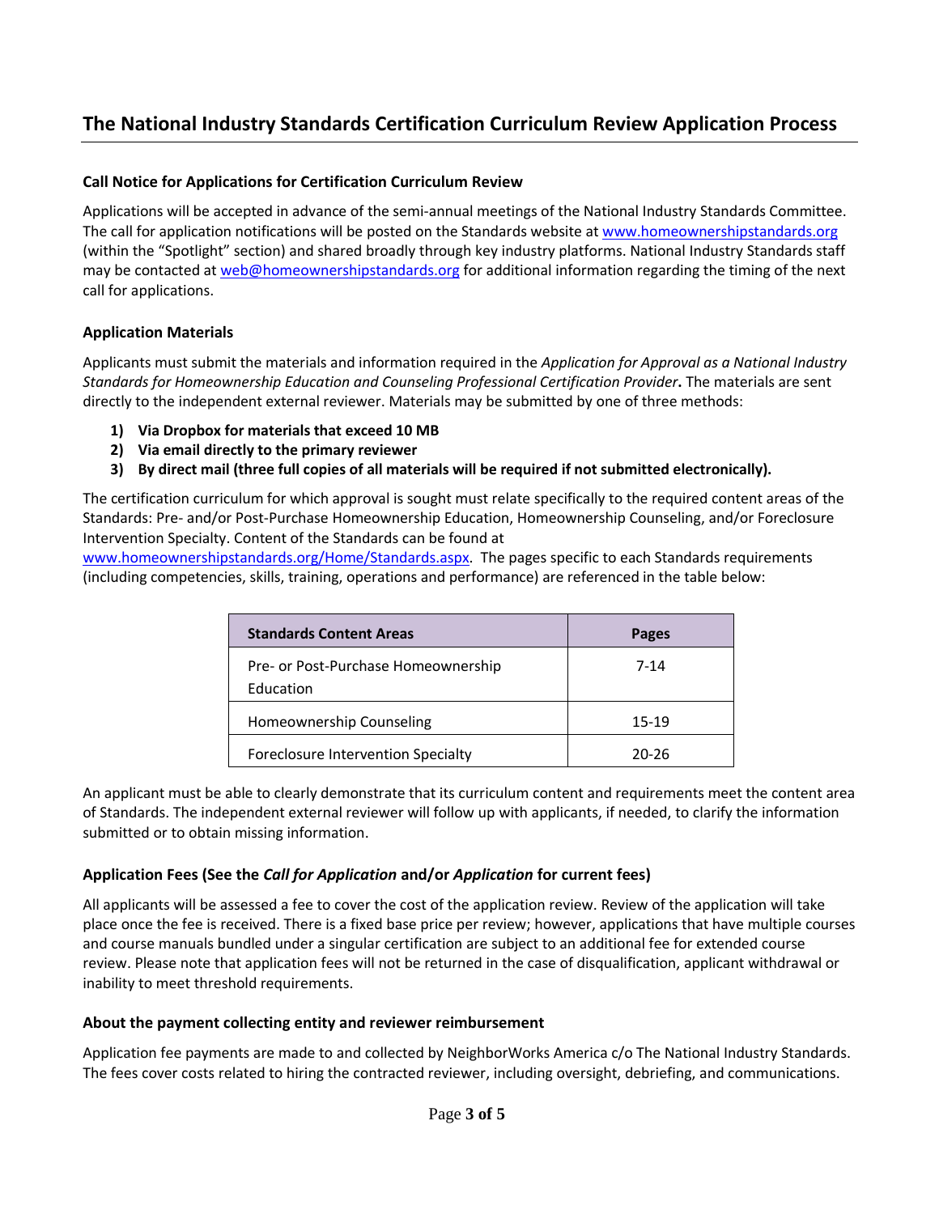# The National Industry Standards Certification Curriculum Review Application Process

### Call Notice for Applications for Certification Curriculum Review

Applications will be accepted in advance of the semi-annual meetings of the National Industry Standards Committee. The call for application notifications will be posted on the Standards website at www.homeownershipstandards.org (within the "Spotlight" section) and shared broadly through key industry platforms. National Industry Standards staff may be contacted at web@homeownershipstandards.org for additional information regarding the timing of the next call for applications.

### Application Materials

Applicants must submit the materials and information required in the *Application for Approval as a National Industry Standards for Homeownership Education and Counseling Professional Certification Provider***.** The materials are sent directly to the independent external reviewer. Materials may be submitted by one of three methods:

1) **Via Dropbox for materials that exceed 10 MB**
2) **Via email directly to the primary reviewer**
3) **By direct mail (three full copies of all materials will be required if not submitted electronically).**

The certification curriculum for which approval is sought must relate specifically to the required content areas of the Standards: Pre- and/or Post-Purchase Homeownership Education, Homeownership Counseling, and/or Foreclosure Intervention Specialty. Content of the Standards can be found at www.homeownershipstandards.org/Home/Standards.aspx. The pages specific to each Standards requirements (including competencies, skills, training, operations and performance) are referenced in the table below:

| Standards Content Areas | Pages |
|---|---|
| Pre- or Post-Purchase Homeownership Education | 7-14 |
| Homeownership Counseling | 15-19 |
| Foreclosure Intervention Specialty | 20-26 |

An applicant must be able to clearly demonstrate that its curriculum content and requirements meet the content area of Standards. The independent external reviewer will follow up with applicants, if needed, to clarify the information submitted or to obtain missing information.

### Application Fees (See the *Call for Application* and/or *Application* for current fees)

All applicants will be assessed a fee to cover the cost of the application review. Review of the application will take place once the fee is received. There is a fixed base price per review; however, applications that have multiple courses and course manuals bundled under a singular certification are subject to an additional fee for extended course review. Please note that application fees will not be returned in the case of disqualification, applicant withdrawal or inability to meet threshold requirements.

### About the payment collecting entity and reviewer reimbursement

Application fee payments are made to and collected by NeighborWorks America c/o The National Industry Standards. The fees cover costs related to hiring the contracted reviewer, including oversight, debriefing, and communications.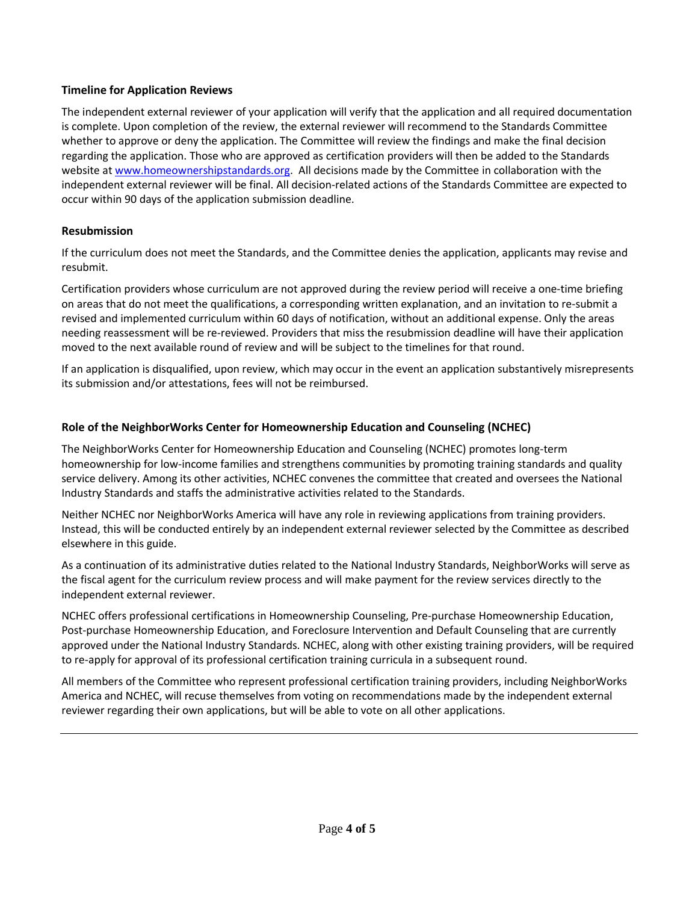**Timeline for Application Reviews**

The independent external reviewer of your application will verify that the application and all required documentation is complete. Upon completion of the review, the external reviewer will recommend to the Standards Committee whether to approve or deny the application. The Committee will review the findings and make the final decision regarding the application. Those who are approved as certification providers will then be added to the Standards website at [www.homeownershipstandards.org](http://www.homeownershipstandards.org). All decisions made by the Committee in collaboration with the independent external reviewer will be final. All decision-related actions of the Standards Committee are expected to occur within 90 days of the application submission deadline.

**Resubmission**

If the curriculum does not meet the Standards, and the Committee denies the application, applicants may revise and resubmit.

Certification providers whose curriculum are not approved during the review period will receive a one-time briefing on areas that do not meet the qualifications, a corresponding written explanation, and an invitation to re-submit a revised and implemented curriculum within 60 days of notification, without an additional expense. Only the areas needing reassessment will be re-reviewed. Providers that miss the resubmission deadline will have their application moved to the next available round of review and will be subject to the timelines for that round.

If an application is disqualified, upon review, which may occur in the event an application substantively misrepresents its submission and/or attestations, fees will not be reimbursed.

**Role of the NeighborWorks Center for Homeownership Education and Counseling (NCHEC)**

The NeighborWorks Center for Homeownership Education and Counseling (NCHEC) promotes long-term homeownership for low-income families and strengthens communities by promoting training standards and quality service delivery. Among its other activities, NCHEC convenes the committee that created and oversees the National Industry Standards and staffs the administrative activities related to the Standards.

Neither NCHEC nor NeighborWorks America will have any role in reviewing applications from training providers. Instead, this will be conducted entirely by an independent external reviewer selected by the Committee as described elsewhere in this guide.

As a continuation of its administrative duties related to the National Industry Standards, NeighborWorks will serve as the fiscal agent for the curriculum review process and will make payment for the review services directly to the independent external reviewer.

NCHEC offers professional certifications in Homeownership Counseling, Pre-purchase Homeownership Education, Post-purchase Homeownership Education, and Foreclosure Intervention and Default Counseling that are currently approved under the National Industry Standards. NCHEC, along with other existing training providers, will be required to re-apply for approval of its professional certification training curricula in a subsequent round.

All members of the Committee who represent professional certification training providers, including NeighborWorks America and NCHEC, will recuse themselves from voting on recommendations made by the independent external reviewer regarding their own applications, but will be able to vote on all other applications.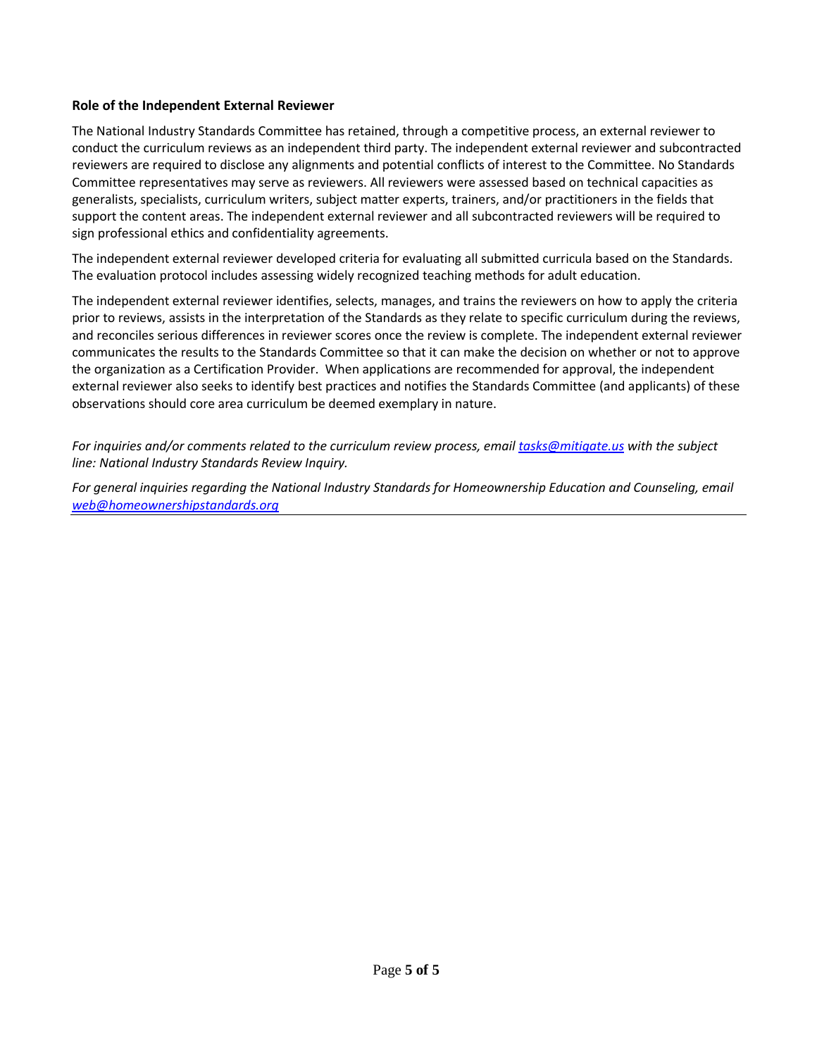**Role of the Independent External Reviewer**

The National Industry Standards Committee has retained, through a competitive process, an external reviewer to conduct the curriculum reviews as an independent third party. The independent external reviewer and subcontracted reviewers are required to disclose any alignments and potential conflicts of interest to the Committee. No Standards Committee representatives may serve as reviewers. All reviewers were assessed based on technical capacities as generalists, specialists, curriculum writers, subject matter experts, trainers, and/or practitioners in the fields that support the content areas. The independent external reviewer and all subcontracted reviewers will be required to sign professional ethics and confidentiality agreements.

The independent external reviewer developed criteria for evaluating all submitted curricula based on the Standards. The evaluation protocol includes assessing widely recognized teaching methods for adult education.

The independent external reviewer identifies, selects, manages, and trains the reviewers on how to apply the criteria prior to reviews, assists in the interpretation of the Standards as they relate to specific curriculum during the reviews, and reconciles serious differences in reviewer scores once the review is complete. The independent external reviewer communicates the results to the Standards Committee so that it can make the decision on whether or not to approve the organization as a Certification Provider. When applications are recommended for approval, the independent external reviewer also seeks to identify best practices and notifies the Standards Committee (and applicants) of these observations should core area curriculum be deemed exemplary in nature.

*For inquiries and/or comments related to the curriculum review process, email [tasks@mitigate.us](mailto:tasks@mitigate.us) with the subject line: National Industry Standards Review Inquiry.*

*For general inquiries regarding the National Industry Standards for Homeownership Education and Counseling, email [web@homeownershipstandards.org](mailto:web@homeownershipstandards.org)*